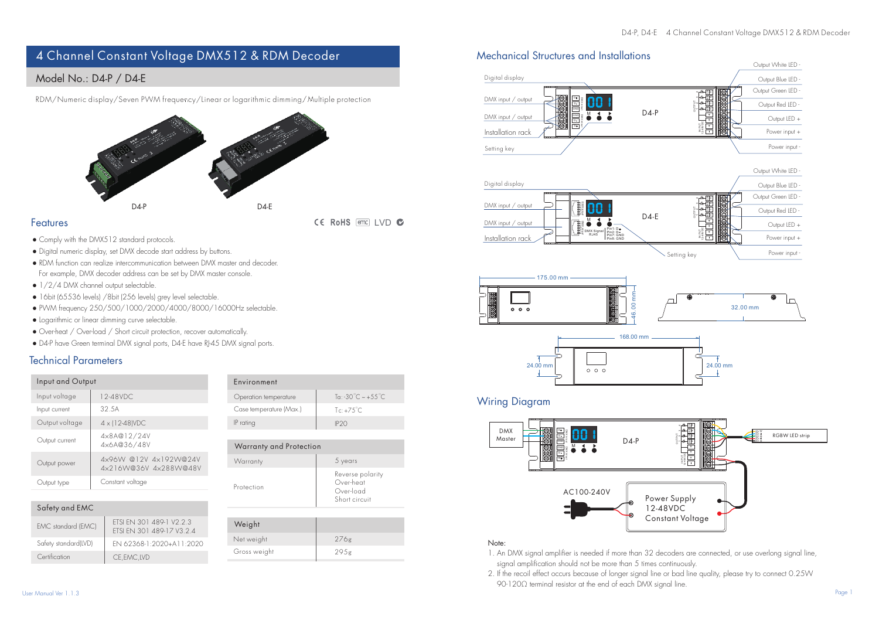# 4 Channel Constant Voltage DMX512 & RDM Decoder

## Model No.: D4-P / D4-E

RDM/Numeric display/Seven PWM frequency/Linear or logarithmic dimming/Multiple protection

D4-P D4-E

## Features

CE RoHS emc LVD

- Comply with the DMX512 standard protocols.
- Digital numeric display, set DMX decode start address by buttons.
- RDM function can realize intercommunication between DMX master and decoder. For example, DMX decoder address can be set by DMX master console.
- 1/2/4 DMX channel output selectable.
- 16bit (65536 levels) /8bit (256 levels) grey level selectable.
- PWM frequency 250/500/1000/2000/4000/8000/16000Hz selectable.
- Logarithmic or linear dimming curve selectable.
- Over-heat / Over-load / Short circuit protection, recover automatically.
- D4-P have Green terminal DMX signal ports, D4-E have RJ-45 DMX signal ports.

## Technical Parameters

| Input and Output | |
|---|---|
| Input voltage | 12-48VDC |
| Input current | 32.5A |
| Output voltage | 4 x (12-48)VDC |
| Output current | 4x8A@12/24V<br>4x6A@36/48V |
| Output power | 4x96W @12V 4x192W@24V<br>4x216W@36V 4x288W@48V |
| Output type | Constant voltage |

| Safety and EMC | |
|---|---|
| EMC standard (EMC) | ETSI EN 301 489-1 V2.2.3<br>ETSI EN 301 489-17 V3.2.4 |
| Safety standard(LVD) | EN 62368-1:2020+A11:2020 |
| Certification | CE,EMC,LVD |

| Environment | |
|---|---|
| Operation temperature | Ta: -30°C ~ +55°C |
| Case temperature (Max.) | Tc: +75°C |
| IP rating | IP20 |

| Warranty and Protection | |
|---|---|
| Warranty | 5 years |
| Protection | Reverse polarity<br>Over-heat<br>Over-load<br>Short circuit |

| Weight | |
|---|---|
| Net weight | 276g |
| Gross weight | 295g |

## Mechanical Structures and Installations

D4-P: Digital display; DMX input / output; DMX input / output; Installation rack; Setting key; Output White LED -; Output Blue LED -; Output Green LED -; Output Red LED -; Output LED +; Power input +; Power input -

D4-E: Digital display; DMX input / output; DMX input / output; Installation rack; Setting key; Output White LED -; Output Blue LED -; Output Green LED -; Output Red LED -; Output LED +; Power input +; Power input -

DMX Signal RJ45: Pin1: D+, Pin2: D-, Pin7: GND, Pin8: GND

175.00 mm; 46.00 mm; 32.00 mm; 168.00 mm; 24.00 mm; 24.00 mm

## Wiring Diagram

DMX Master — D4-P — RGBW LED strip

AC100-240V — Power Supply 12-48VDC Constant Voltage

Note:

1. An DMX signal amplifier is needed if more than 32 decoders are connected, or use overlong signal line, signal amplification should not be more than 5 times continuously.
2. If the recoil effect occurs because of longer signal line or bad line quality, please try to connect 0.25W 90-120Ω terminal resistor at the end of each DMX signal line.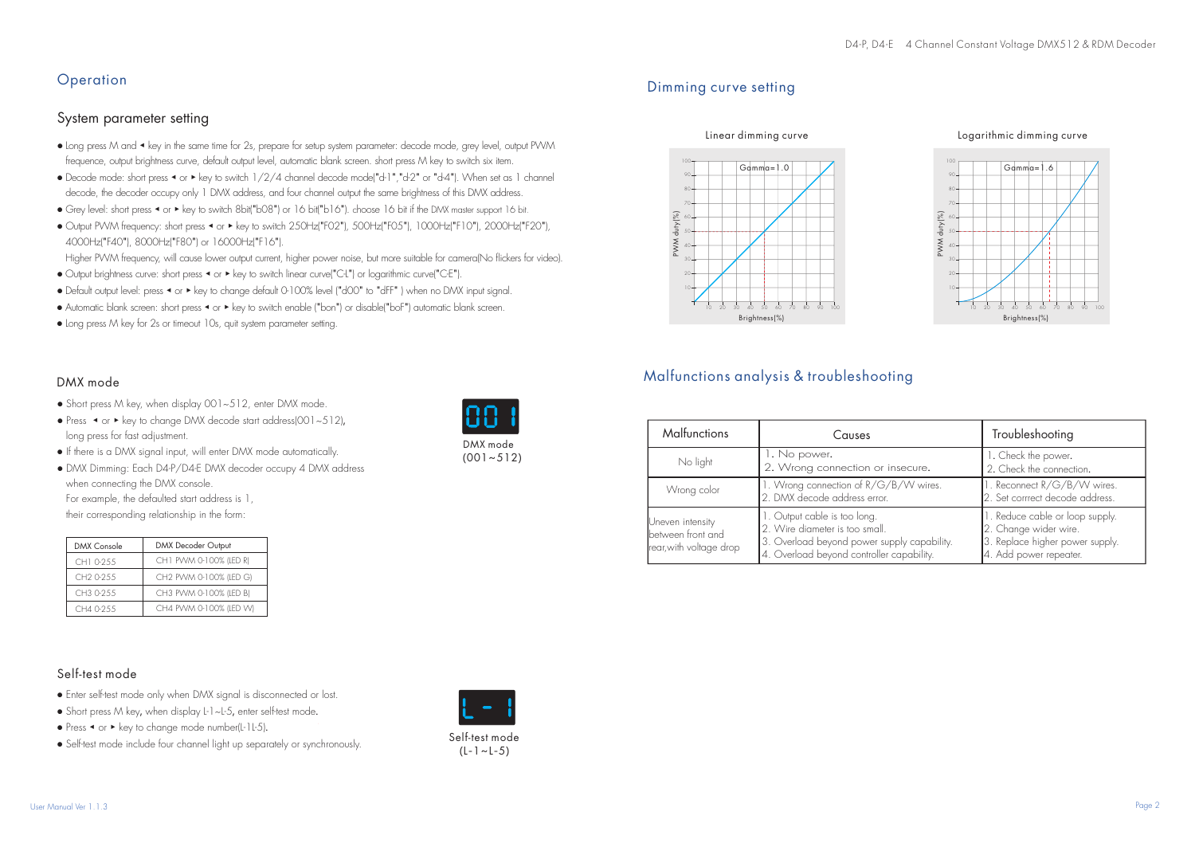## Operation

### System parameter setting

- Long press M and ◄ key in the same time for 2s, prepare for setup system parameter: decode mode, grey level, output PWM frequence, output brightness curve, default output level, automatic blank screen. short press M key to switch six item.
- Decode mode: short press ◄ or ► key to switch 1/2/4 channel decode mode("d-1","d-2" or "d-4"). When set as 1 channel decode, the decoder occupy only 1 DMX address, and four channel output the same brightness of this DMX address.
- Grey level: short press ◄ or ► key to switch 8bit("b08") or 16 bit("b16"). choose 16 bit if the DMX master support 16 bit.
- Output PWM frequency: short press ◄ or ► key to switch 250Hz("F02"), 500Hz("F05"), 1000Hz("F10"), 2000Hz("F20"), 4000Hz("F40"), 8000Hz("F80") or 16000Hz("F16").
  Higher PWM frequency, will cause lower output current, higher power noise, but more suitable for camera(No flickers for video).
- Output brightness curve: short press ◄ or ► key to switch linear curve("C-L") or logarithmic curve("C-E").
- Default output level: press ◄ or ► key to change default 0-100% level ("d00" to "dFF" ) when no DMX input signal.
- Automatic blank screen: short press ◄ or ► key to switch enable ("bon") or disable("boF") automatic blank screen.
- Long press M key for 2s or timeout 10s, quit system parameter setting.

### DMX mode

- Short press M key, when display 001~512, enter DMX mode.
- Press ◄ or ► key to change DMX decode start address(001~512), long press for fast adjustment.
- If there is a DMX signal input, will enter DMX mode automatically.
- DMX Dimming: Each D4-P/D4-E DMX decoder occupy 4 DMX address when connecting the DMX console.
  For example, the defaulted start address is 1, their corresponding relationship in the form:

001

DMX mode
(001~512)

| DMX Console | DMX Decoder Output |
|---|---|
| CH1 0-255 | CH1 PWM 0-100% (LED R) |
| CH2 0-255 | CH2 PWM 0-100% (LED G) |
| CH3 0-255 | CH3 PWM 0-100% (LED B) |
| CH4 0-255 | CH4 PWM 0-100% (LED W) |

### Self-test mode

- Enter self-test mode only when DMX signal is disconnected or lost.
- Short press M key, when display L-1~L-5, enter self-test mode.
- Press ◄ or ► key to change mode number(L-1L-5).
- Self-test mode include four channel light up separately or synchronously.

L-1

Self-test mode
(L-1~L-5)

## Dimming curve setting

Linear dimming curve

Gamma=1.0

PWM duty(%)

Brightness(%)

Logarithmic dimming curve

Gamma=1.6

PWM duty(%)

Brightness(%)

## Malfunctions analysis & troubleshooting

| Malfunctions | Causes | Troubleshooting |
|---|---|---|
| No light | 1. No power.<br>2. Wrong connection or insecure. | 1. Check the power.<br>2. Check the connection. |
| Wrong color | 1. Wrong connection of R/G/B/W wires.<br>2. DMX decode address error. | 1. Reconnect R/G/B/W wires.<br>2. Set corrrect decode address. |
| Uneven intensity between front and rear,with voltage drop | 1. Output cable is too long.<br>2. Wire diameter is too small.<br>3. Overload beyond power supply capability.<br>4. Overload beyond controller capability. | 1. Reduce cable or loop supply.<br>2. Change wider wire.<br>3. Replace higher power supply.<br>4. Add power repeater. |